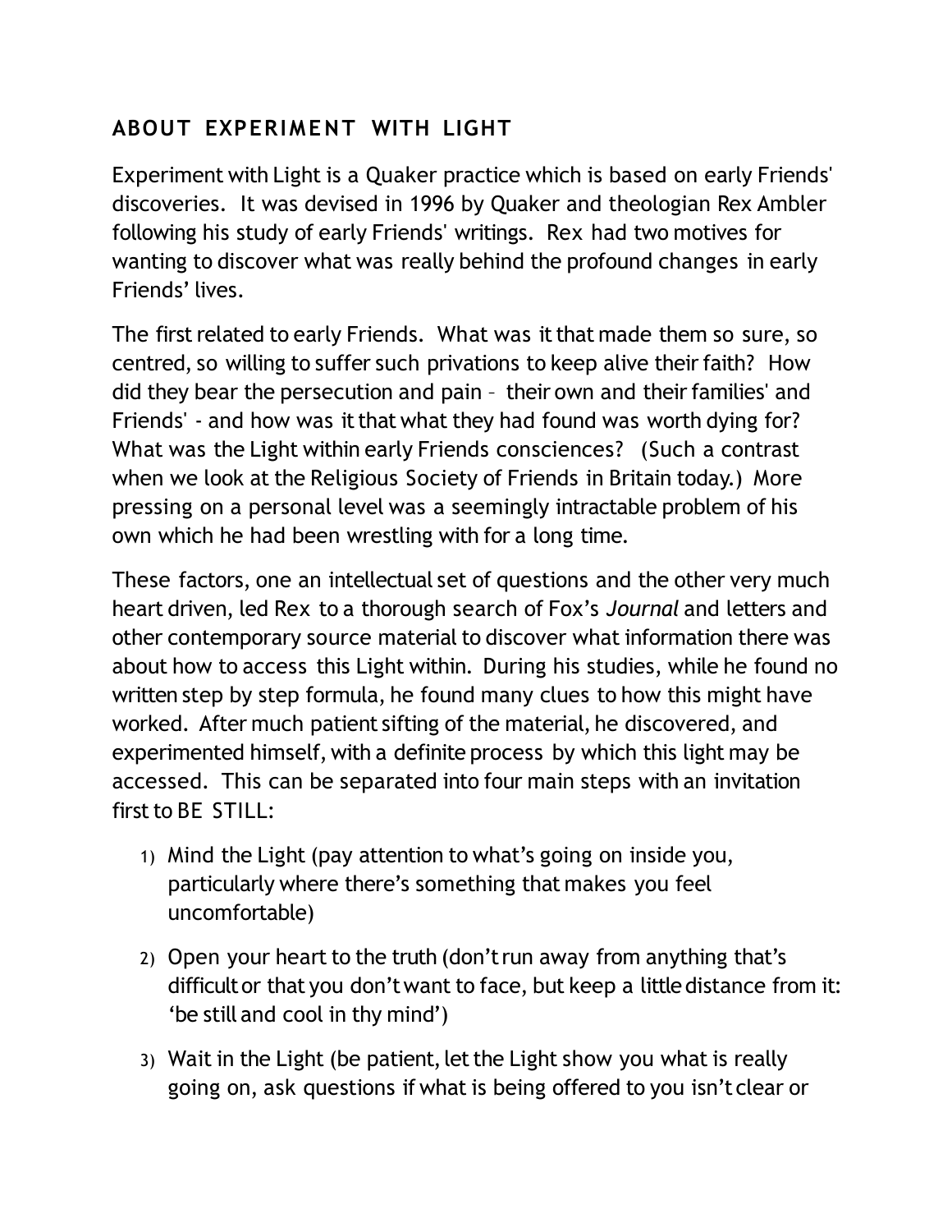## ABOUT EXPERIMENT WITH LIGHT

Experiment with Light is a Quaker practice which is based on early Friends' discoveries. It was devised in 1996 by Quaker and theologian Rex Ambler following his study of early Friends' writings. Rex had two motives for wanting to discover what was really behind the profound changes in early Friends' lives.

The first related to early Friends. What was it that made them so sure, so centred, so willing to suffer such privations to keep alive their faith? How did they bear the persecution and pain – their own and their families' and Friends' - and how was it that what they had found was worth dying for? What was the Light within early Friends consciences? (Such a contrast when we look at the Religious Society of Friends in Britain today.) More pressing on a personal level was a seemingly intractable problem of his own which he had been wrestling with for a long time.

These factors, one an intellectual set of questions and the other very much heart driven, led Rex to a thorough search of Fox's *Journal* and letters and other contemporary source material to discover what information there was about how to access this Light within. During his studies, while he found no written step by step formula, he found many clues to how this might have worked. After much patient sifting of the material, he discovered, and experimented himself, with a definite process by which this light may be accessed. This can be separated into four main steps with an invitation first to BE STILL:

1) Mind the Light (pay attention to what's going on inside you, particularly where there's something that makes you feel uncomfortable)
2) Open your heart to the truth (don't run away from anything that's difficult or that you don't want to face, but keep a little distance from it: 'be still and cool in thy mind')
3) Wait in the Light (be patient, let the Light show you what is really going on, ask questions if what is being offered to you isn't clear or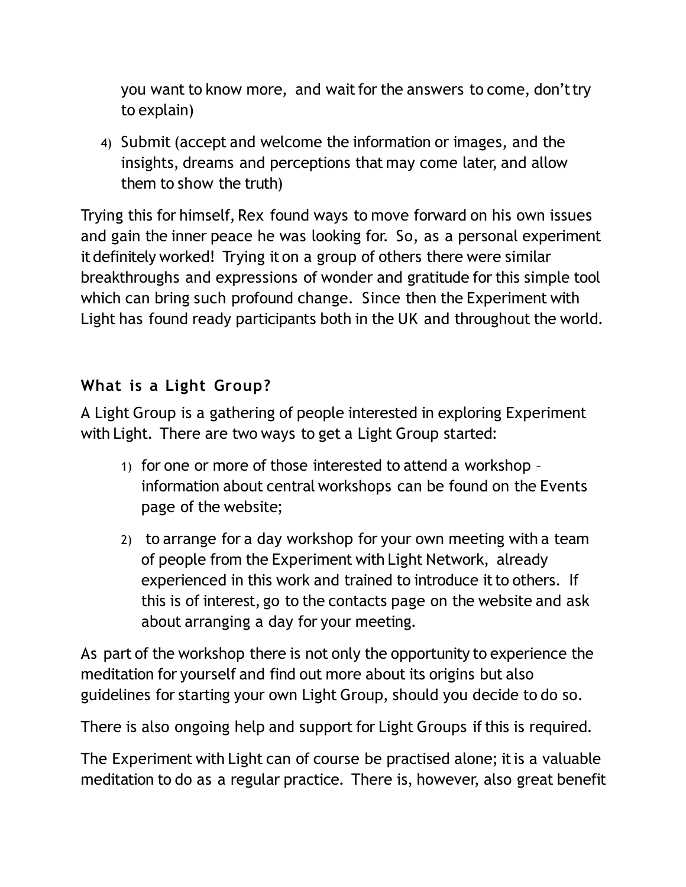you want to know more, and wait for the answers to come, don't try to explain)

4) Submit (accept and welcome the information or images, and the insights, dreams and perceptions that may come later, and allow them to show the truth)

Trying this for himself, Rex found ways to move forward on his own issues and gain the inner peace he was looking for. So, as a personal experiment it definitely worked! Trying it on a group of others there were similar breakthroughs and expressions of wonder and gratitude for this simple tool which can bring such profound change. Since then the Experiment with Light has found ready participants both in the UK and throughout the world.

## What is a Light Group?

A Light Group is a gathering of people interested in exploring Experiment with Light. There are two ways to get a Light Group started:

1) for one or more of those interested to attend a workshop – information about central workshops can be found on the Events page of the website;

2) to arrange for a day workshop for your own meeting with a team of people from the Experiment with Light Network, already experienced in this work and trained to introduce it to others. If this is of interest, go to the contacts page on the website and ask about arranging a day for your meeting.

As part of the workshop there is not only the opportunity to experience the meditation for yourself and find out more about its origins but also guidelines for starting your own Light Group, should you decide to do so.

There is also ongoing help and support for Light Groups if this is required.

The Experiment with Light can of course be practised alone; it is a valuable meditation to do as a regular practice. There is, however, also great benefit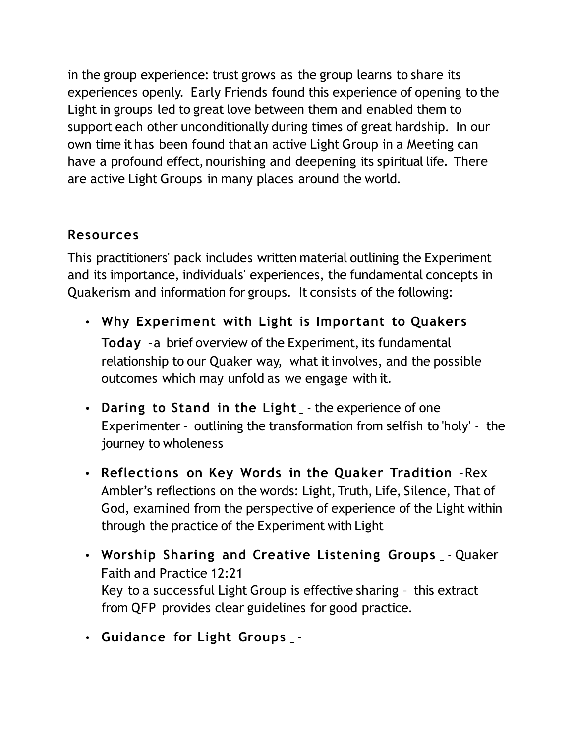in the group experience: trust grows as the group learns to share its experiences openly. Early Friends found this experience of opening to the Light in groups led to great love between them and enabled them to support each other unconditionally during times of great hardship. In our own time it has been found that an active Light Group in a Meeting can have a profound effect, nourishing and deepening its spiritual life. There are active Light Groups in many places around the world.

## Resources

This practitioners' pack includes written material outlining the Experiment and its importance, individuals' experiences, the fundamental concepts in Quakerism and information for groups. It consists of the following:

- **Why Experiment with Light is Important to Quakers Today** –a brief overview of the Experiment, its fundamental relationship to our Quaker way, what it involves, and the possible outcomes which may unfold as we engage with it.
- **Daring to Stand in the Light** - the experience of one Experimenter – outlining the transformation from selfish to 'holy' - the journey to wholeness
- **Reflections on Key Words in the Quaker Tradition** –Rex Ambler's reflections on the words: Light, Truth, Life, Silence, That of God, examined from the perspective of experience of the Light within through the practice of the Experiment with Light
- **Worship Sharing and Creative Listening Groups** - Quaker Faith and Practice 12:21
  Key to a successful Light Group is effective sharing – this extract from QFP provides clear guidelines for good practice.
- **Guidance for Light Groups** -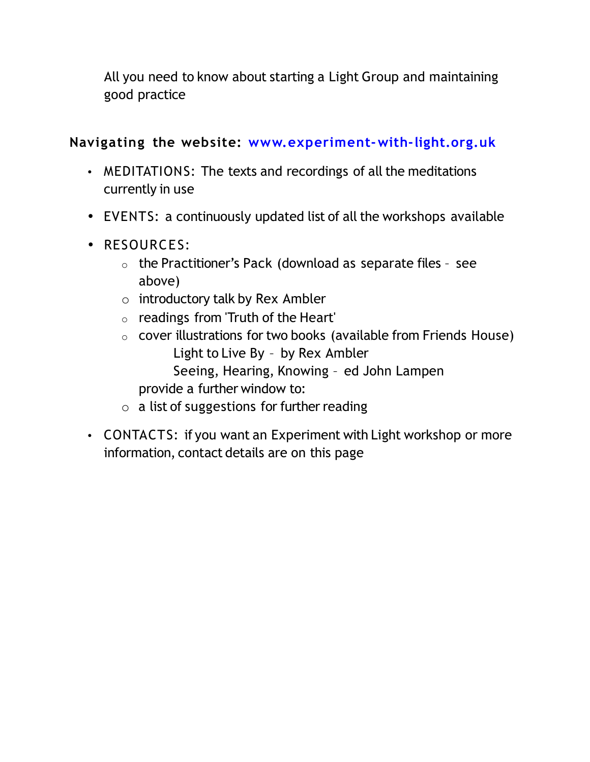All you need to know about starting a Light Group and maintaining good practice

**Navigating the website: www.experiment-with-light.org.uk**

- MEDITATIONS: The texts and recordings of all the meditations currently in use
- EVENTS: a continuously updated list of all the workshops available
- RESOURCES:
  - the Practitioner's Pack (download as separate files – see above)
  - introductory talk by Rex Ambler
  - readings from 'Truth of the Heart'
  - cover illustrations for two books (available from Friends House)
    
    Light to Live By – by Rex Ambler
    
    Seeing, Hearing, Knowing – ed John Lampen
    
    provide a further window to:
  - a list of suggestions for further reading
- CONTACTS: if you want an Experiment with Light workshop or more information, contact details are on this page